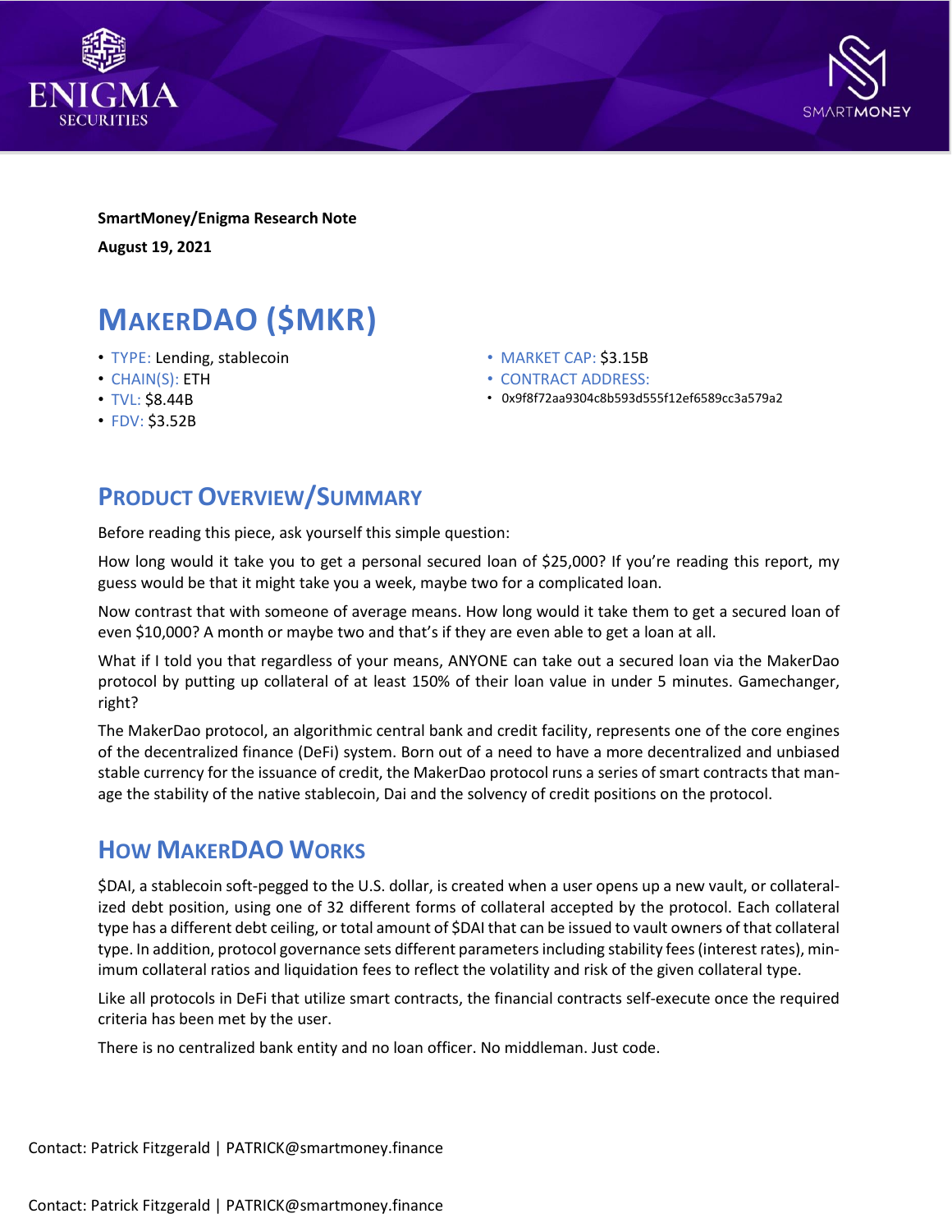**SmartMoney/Enigma Research Note**

**August 19, 2021**

# MAKERDAO ($MKR)

- TYPE: Lending, stablecoin
- CHAIN(S): ETH
- TVL: $8.44B
- FDV: $3.52B
- MARKET CAP: $3.15B
- CONTRACT ADDRESS:
  - 0x9f8f72aa9304c8b593d555f12ef6589cc3a579a2

## PRODUCT OVERVIEW/SUMMARY

Before reading this piece, ask yourself this simple question:

How long would it take you to get a personal secured loan of $25,000? If you're reading this report, my guess would be that it might take you a week, maybe two for a complicated loan.

Now contrast that with someone of average means. How long would it take them to get a secured loan of even $10,000? A month or maybe two and that's if they are even able to get a loan at all.

What if I told you that regardless of your means, ANYONE can take out a secured loan via the MakerDao protocol by putting up collateral of at least 150% of their loan value in under 5 minutes. Gamechanger, right?

The MakerDao protocol, an algorithmic central bank and credit facility, represents one of the core engines of the decentralized finance (DeFi) system. Born out of a need to have a more decentralized and unbiased stable currency for the issuance of credit, the MakerDao protocol runs a series of smart contracts that manage the stability of the native stablecoin, Dai and the solvency of credit positions on the protocol.

## HOW MAKERDAO WORKS

$DAI, a stablecoin soft-pegged to the U.S. dollar, is created when a user opens up a new vault, or collateralized debt position, using one of 32 different forms of collateral accepted by the protocol. Each collateral type has a different debt ceiling, or total amount of $DAI that can be issued to vault owners of that collateral type. In addition, protocol governance sets different parameters including stability fees (interest rates), minimum collateral ratios and liquidation fees to reflect the volatility and risk of the given collateral type.

Like all protocols in DeFi that utilize smart contracts, the financial contracts self-execute once the required criteria has been met by the user.

There is no centralized bank entity and no loan officer. No middleman. Just code.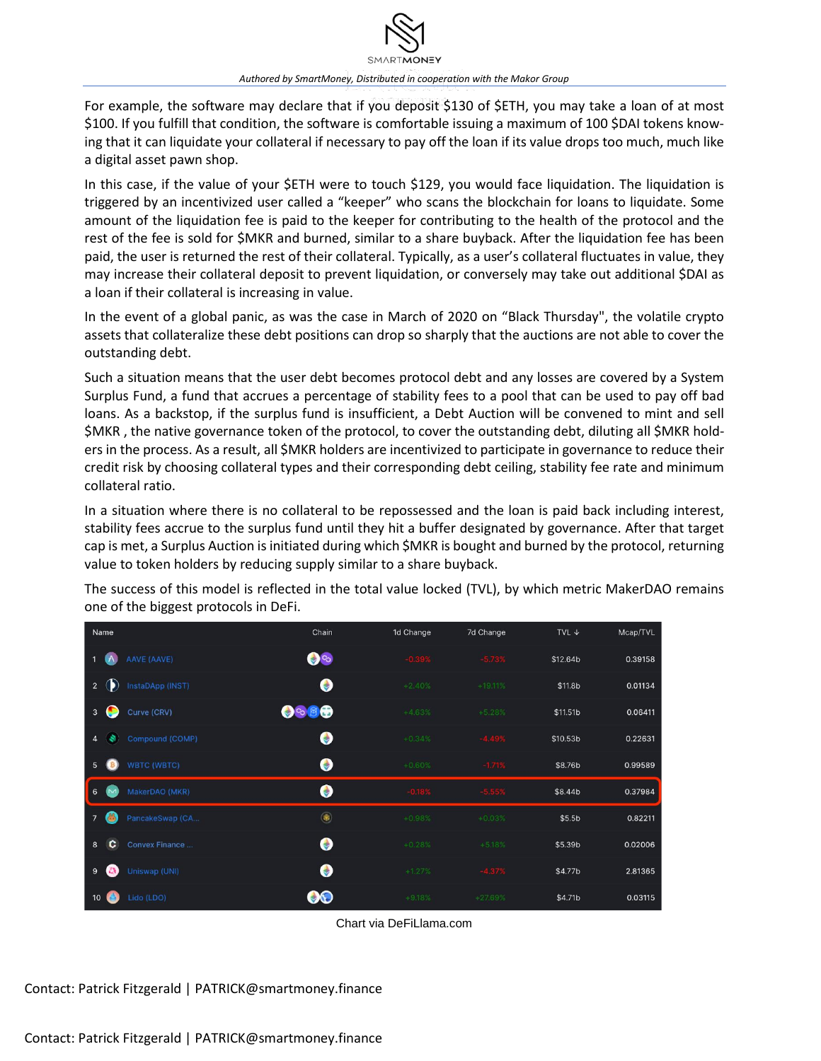For example, the software may declare that if you deposit $130 of $ETH, you may take a loan of at most $100. If you fulfill that condition, the software is comfortable issuing a maximum of 100 $DAI tokens knowing that it can liquidate your collateral if necessary to pay off the loan if its value drops too much, much like a digital asset pawn shop.

In this case, if the value of your $ETH were to touch $129, you would face liquidation. The liquidation is triggered by an incentivized user called a "keeper" who scans the blockchain for loans to liquidate. Some amount of the liquidation fee is paid to the keeper for contributing to the health of the protocol and the rest of the fee is sold for $MKR and burned, similar to a share buyback. After the liquidation fee has been paid, the user is returned the rest of their collateral. Typically, as a user's collateral fluctuates in value, they may increase their collateral deposit to prevent liquidation, or conversely may take out additional $DAI as a loan if their collateral is increasing in value.

In the event of a global panic, as was the case in March of 2020 on "Black Thursday", the volatile crypto assets that collateralize these debt positions can drop so sharply that the auctions are not able to cover the outstanding debt.

Such a situation means that the user debt becomes protocol debt and any losses are covered by a System Surplus Fund, a fund that accrues a percentage of stability fees to a pool that can be used to pay off bad loans. As a backstop, if the surplus fund is insufficient, a Debt Auction will be convened to mint and sell $MKR , the native governance token of the protocol, to cover the outstanding debt, diluting all $MKR holders in the process. As a result, all $MKR holders are incentivized to participate in governance to reduce their credit risk by choosing collateral types and their corresponding debt ceiling, stability fee rate and minimum collateral ratio.

In a situation where there is no collateral to be repossessed and the loan is paid back including interest, stability fees accrue to the surplus fund until they hit a buffer designated by governance. After that target cap is met, a Surplus Auction is initiated during which $MKR is bought and burned by the protocol, returning value to token holders by reducing supply similar to a share buyback.

The success of this model is reflected in the total value locked (TVL), by which metric MakerDAO remains one of the biggest protocols in DeFi.

| | Name | Chain | 1d Change | 7d Change | TVL ↓ | Mcap/TVL |
|---|---|---|---|---|---|---|
| 1 | AAVE (AAVE) | | -0.39% | -5.73% | $12.64b | 0.39158 |
| 2 | InstaDApp (INST) | | +2.40% | +19.11% | $11.8b | 0.01134 |
| 3 | Curve (CRV) | | +4.63% | +5.28% | $11.51b | 0.06411 |
| 4 | Compound (COMP) | | +0.34% | -4.49% | $10.53b | 0.22631 |
| 5 | WBTC (WBTC) | | +0.60% | -1.71% | $8.76b | 0.99589 |
| 6 | MakerDAO (MKR) | | -0.18% | -5.55% | $8.44b | 0.37984 |
| 7 | PancakeSwap (CA... | | +0.98% | +0.03% | $5.5b | 0.82211 |
| 8 | Convex Finance ... | | +0.28% | +5.18% | $5.39b | 0.02006 |
| 9 | Uniswap (UNI) | | +1.27% | -4.37% | $4.77b | 2.81365 |
| 10 | Lido (LDO) | | +9.18% | +27.69% | $4.71b | 0.03115 |

Chart via DeFiLlama.com

Contact: Patrick Fitzgerald | PATRICK@smartmoney.finance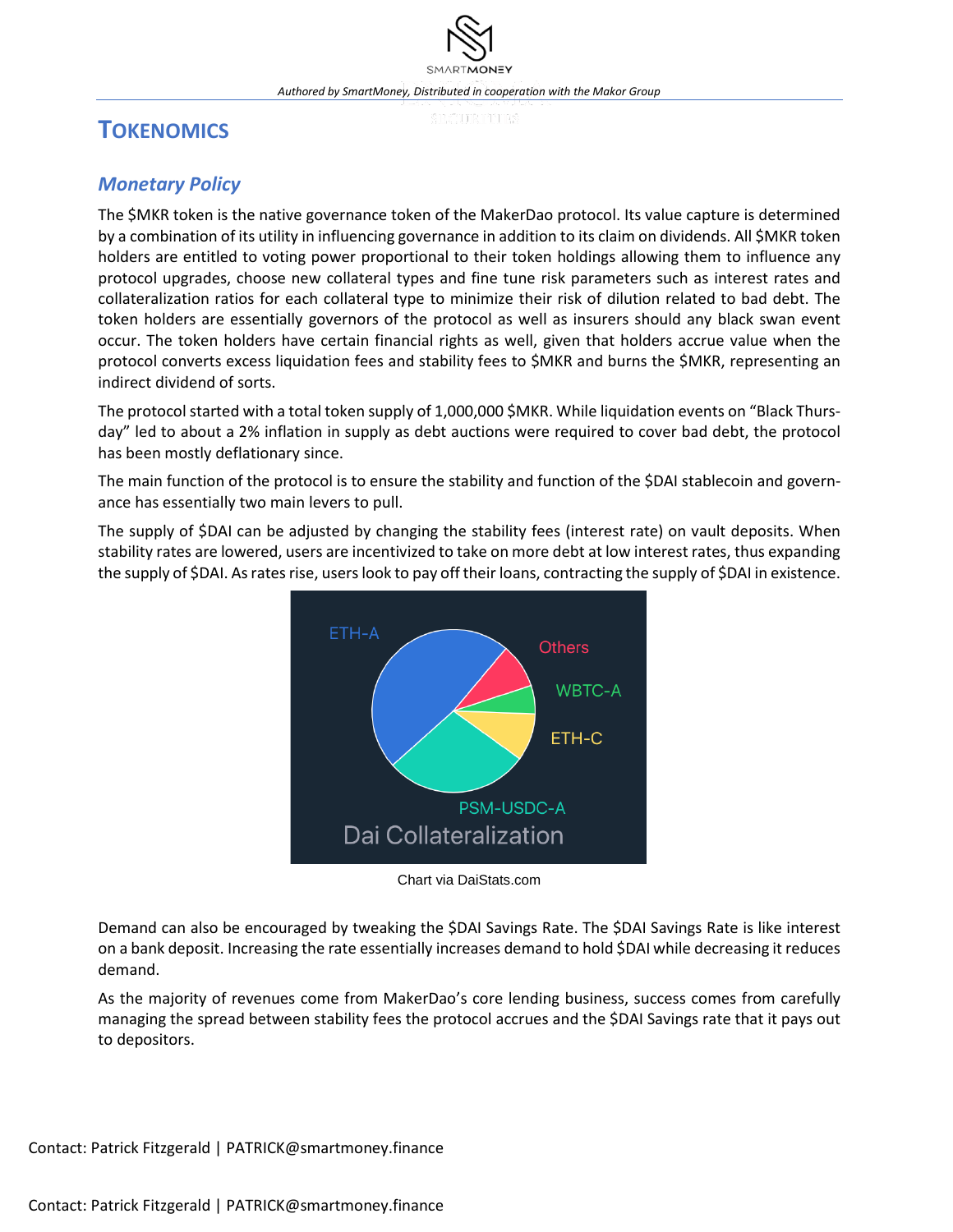# Tokenomics

## *Monetary Policy*

The $MKR token is the native governance token of the MakerDao protocol. Its value capture is determined by a combination of its utility in influencing governance in addition to its claim on dividends. All $MKR token holders are entitled to voting power proportional to their token holdings allowing them to influence any protocol upgrades, choose new collateral types and fine tune risk parameters such as interest rates and collateralization ratios for each collateral type to minimize their risk of dilution related to bad debt. The token holders are essentially governors of the protocol as well as insurers should any black swan event occur. The token holders have certain financial rights as well, given that holders accrue value when the protocol converts excess liquidation fees and stability fees to $MKR and burns the $MKR, representing an indirect dividend of sorts.

The protocol started with a total token supply of 1,000,000 $MKR. While liquidation events on “Black Thursday” led to about a 2% inflation in supply as debt auctions were required to cover bad debt, the protocol has been mostly deflationary since.

The main function of the protocol is to ensure the stability and function of the $DAI stablecoin and governance has essentially two main levers to pull.

The supply of $DAI can be adjusted by changing the stability fees (interest rate) on vault deposits. When stability rates are lowered, users are incentivized to take on more debt at low interest rates, thus expanding the supply of $DAI. As rates rise, users look to pay off their loans, contracting the supply of $DAI in existence.

Chart via DaiStats.com

Demand can also be encouraged by tweaking the $DAI Savings Rate. The $DAI Savings Rate is like interest on a bank deposit. Increasing the rate essentially increases demand to hold $DAI while decreasing it reduces demand.

As the majority of revenues come from MakerDao’s core lending business, success comes from carefully managing the spread between stability fees the protocol accrues and the $DAI Savings rate that it pays out to depositors.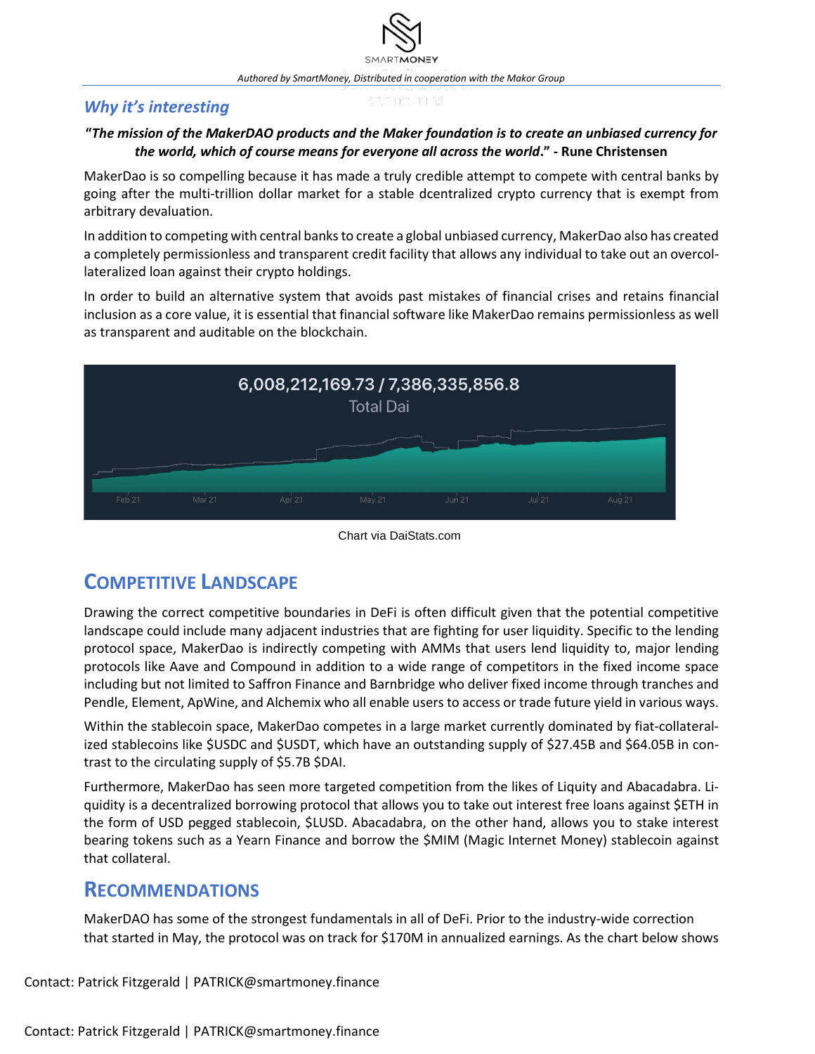## *Why it's interesting*

***"The mission of the MakerDAO products and the Maker foundation is to create an unbiased currency for the world, which of course means for everyone all across the world." - Rune Christensen***

MakerDao is so compelling because it has made a truly credible attempt to compete with central banks by going after the multi-trillion dollar market for a stable dcentralized crypto currency that is exempt from arbitrary devaluation.

In addition to competing with central banks to create a global unbiased currency, MakerDao also has created a completely permissionless and transparent credit facility that allows any individual to take out an overcollateralized loan against their crypto holdings.

In order to build an alternative system that avoids past mistakes of financial crises and retains financial inclusion as a core value, it is essential that financial software like MakerDao remains permissionless as well as transparent and auditable on the blockchain.

6,008,212,169.73 / 7,386,335,856.8
Total Dai

Feb 21 Mar 21 Apr 21 May 21 Jun 21 Jul 21 Aug 21

Chart via DaiStats.com

## Competitive Landscape

Drawing the correct competitive boundaries in DeFi is often difficult given that the potential competitive landscape could include many adjacent industries that are fighting for user liquidity. Specific to the lending protocol space, MakerDao is indirectly competing with AMMs that users lend liquidity to, major lending protocols like Aave and Compound in addition to a wide range of competitors in the fixed income space including but not limited to Saffron Finance and Barnbridge who deliver fixed income through tranches and Pendle, Element, ApWine, and Alchemix who all enable users to access or trade future yield in various ways.

Within the stablecoin space, MakerDao competes in a large market currently dominated by fiat-collateralized stablecoins like $USDC and $USDT, which have an outstanding supply of $27.45B and $64.05B in contrast to the circulating supply of $5.7B $DAI.

Furthermore, MakerDao has seen more targeted competition from the likes of Liquity and Abacadabra. Liquidity is a decentralized borrowing protocol that allows you to take out interest free loans against $ETH in the form of USD pegged stablecoin, $LUSD. Abacadabra, on the other hand, allows you to stake interest bearing tokens such as a Yearn Finance and borrow the $MIM (Magic Internet Money) stablecoin against that collateral.

## Recommendations

MakerDAO has some of the strongest fundamentals in all of DeFi. Prior to the industry-wide correction that started in May, the protocol was on track for $170M in annualized earnings. As the chart below shows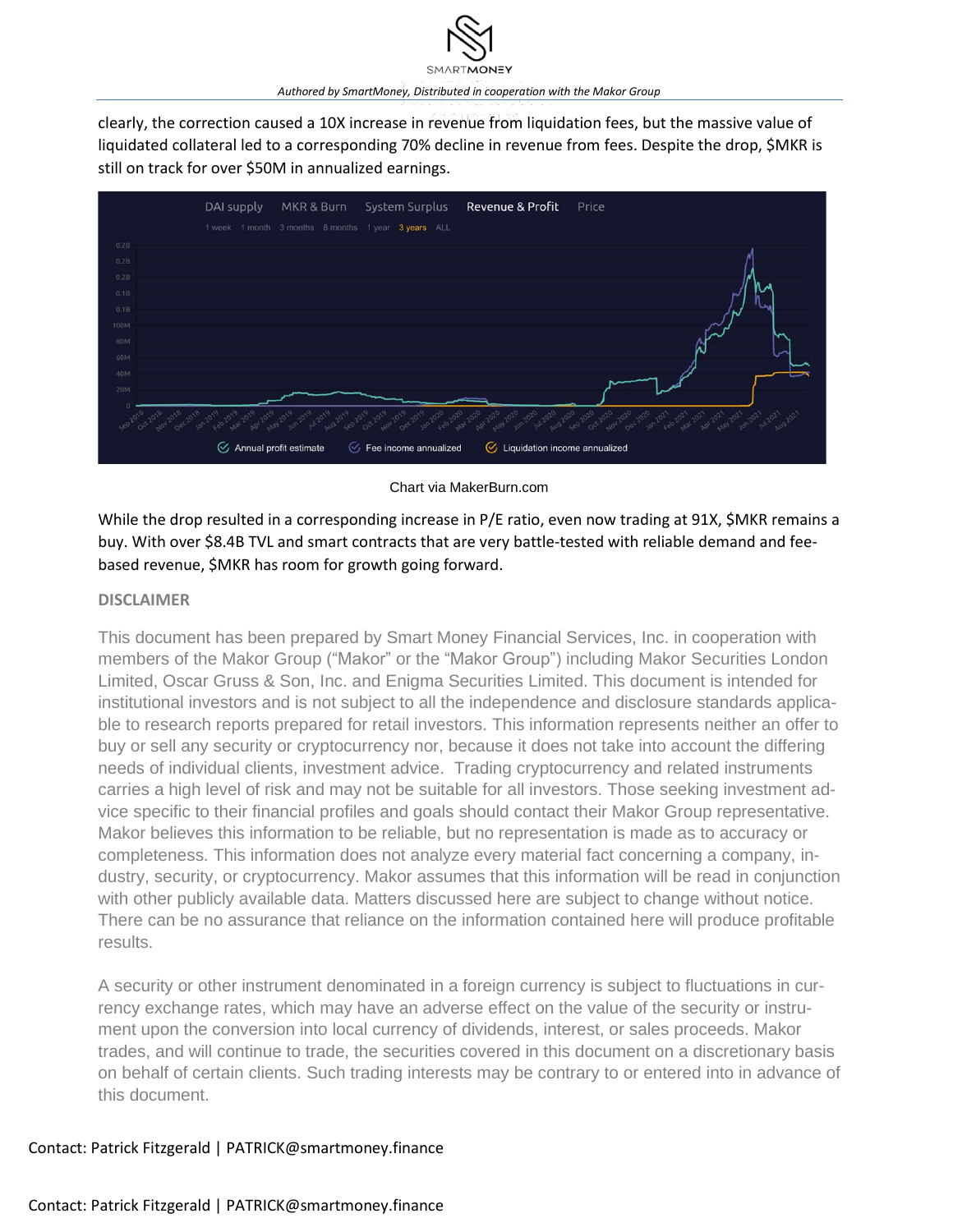clearly, the correction caused a 10X increase in revenue from liquidation fees, but the massive value of liquidated collateral led to a corresponding 70% decline in revenue from fees. Despite the drop, $MKR is still on track for over $50M in annualized earnings.

Chart via MakerBurn.com

While the drop resulted in a corresponding increase in P/E ratio, even now trading at 91X, $MKR remains a buy. With over $8.4B TVL and smart contracts that are very battle-tested with reliable demand and fee-based revenue, $MKR has room for growth going forward.

**DISCLAIMER**

This document has been prepared by Smart Money Financial Services, Inc. in cooperation with members of the Makor Group ("Makor" or the "Makor Group") including Makor Securities London Limited, Oscar Gruss & Son, Inc. and Enigma Securities Limited. This document is intended for institutional investors and is not subject to all the independence and disclosure standards applicable to research reports prepared for retail investors. This information represents neither an offer to buy or sell any security or cryptocurrency nor, because it does not take into account the differing needs of individual clients, investment advice. Trading cryptocurrency and related instruments carries a high level of risk and may not be suitable for all investors. Those seeking investment advice specific to their financial profiles and goals should contact their Makor Group representative. Makor believes this information to be reliable, but no representation is made as to accuracy or completeness. This information does not analyze every material fact concerning a company, industry, security, or cryptocurrency. Makor assumes that this information will be read in conjunction with other publicly available data. Matters discussed here are subject to change without notice. There can be no assurance that reliance on the information contained here will produce profitable results.

A security or other instrument denominated in a foreign currency is subject to fluctuations in currency exchange rates, which may have an adverse effect on the value of the security or instrument upon the conversion into local currency of dividends, interest, or sales proceeds. Makor trades, and will continue to trade, the securities covered in this document on a discretionary basis on behalf of certain clients. Such trading interests may be contrary to or entered into in advance of this document.

Contact: Patrick Fitzgerald | PATRICK@smartmoney.finance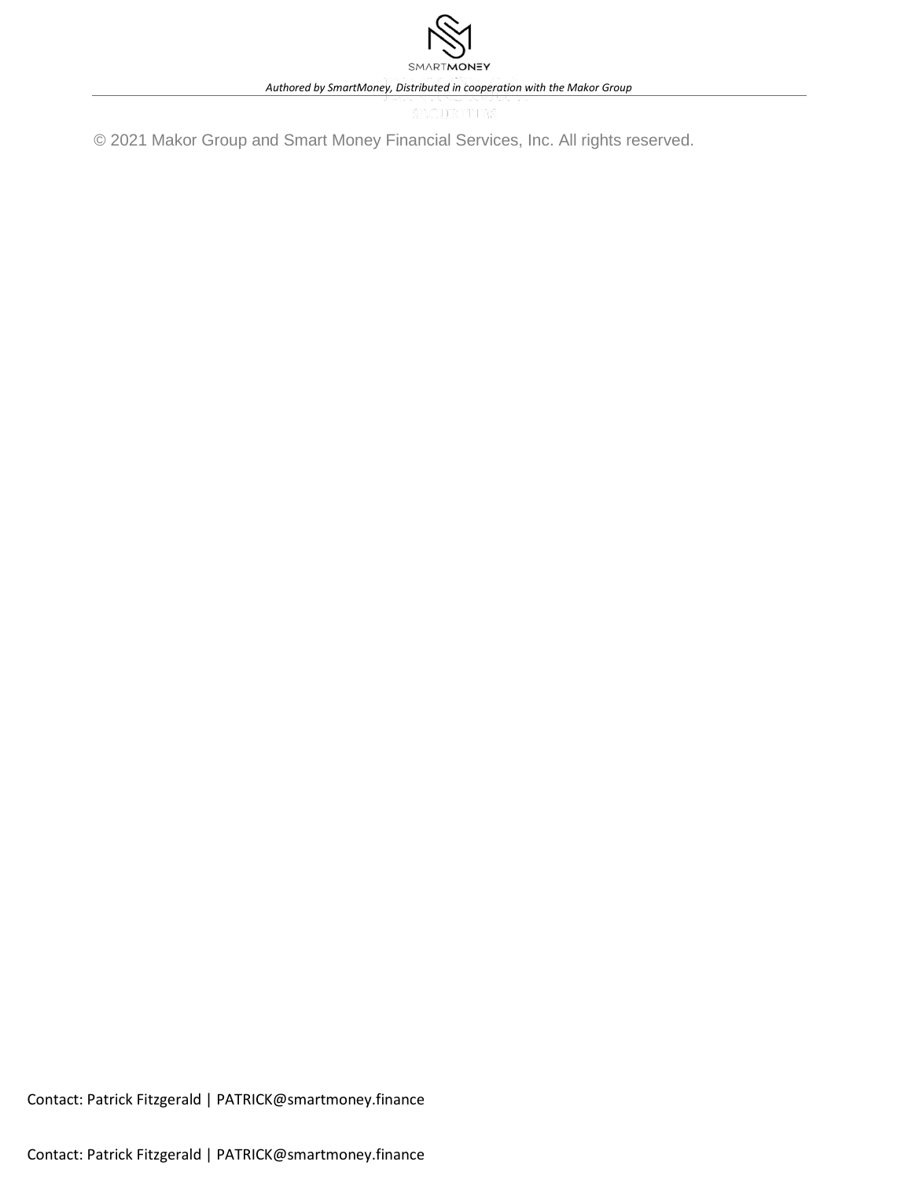© 2021 Makor Group and Smart Money Financial Services, Inc. All rights reserved.